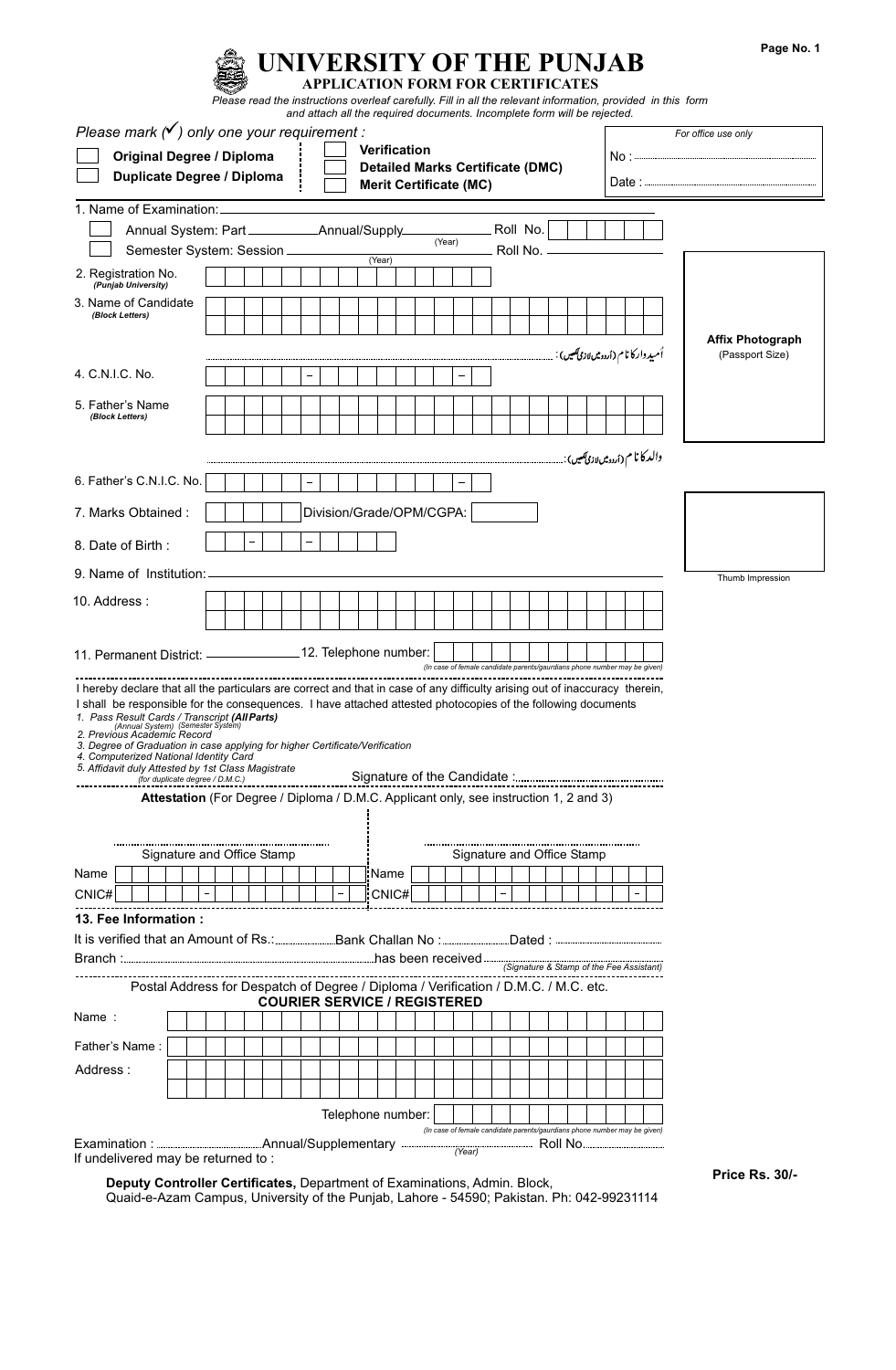# UNIVERSITY OF THE PUNJAB

**APPLICATION FORM FOR CERTIFICATES**

*Please read the instructions overleaf carefully. Fill in all the relevant information, provided in this form and attach all the required documents. Incomplete form will be rejected.*

*Please mark (✓) only one your requirement :*

- ☐ **Original Degree / Diploma**
- ☐ **Duplicate Degree / Diploma**
- ☐ **Verification**
- ☐ **Detailed Marks Certificate (DMC)**
- ☐ **Merit Certificate (MC)**

*For office use only*

No : ____________

Date : ____________

1. Name of Examination: ____________
   - ☐ Annual System: Part ________ Annual/Supply ________ (Year) Roll No. ________
   - ☐ Semester System: Session ________ (Year) Roll No. ________

2. Registration No. *(Punjab University)* ________

3. Name of Candidate *(Block Letters)* ________

   اُمیدوار کا نام (اُردو میں لازمی لکھیں): ____________

**Affix Photograph** (Passport Size)

4. C.N.I.C. No. ____ – ____ – ____

5. Father's Name *(Block Letters)* ________

   والد کا نام (اُردو میں لازمی لکھیں): ____________

6. Father's C.N.I.C. No. ____ – ____ – ____

7. Marks Obtained : ________ Division/Grade/OPM/CGPA: ________

8. Date of Birth : ____ – ____ – ____

Thumb Impression

9. Name of Institution: ____________

10. Address : ____________

11. Permanent District: ____________ 12. Telephone number: ____________ *(In case of female candidate parents/gaurdians phone number may be given)*

I hereby declare that all the particulars are correct and that in case of any difficulty arising out of inaccuracy therein, I shall be responsible for the consequences. I have attached attested photocopies of the following documents

1. *Pass Result Cards / Transcript (**All Parts**) (Annual System) (Semester System)*
2. *Previous Academic Record*
3. *Degree of Graduation in case applying for higher Certificate/Verification*
4. *Computerized National Identity Card*
5. *Affidavit duly Attested by 1st Class Magistrate (for duplicate degree / D.M.C.)*

Signature of the Candidate : ____________

**Attestation** (For Degree / Diploma / D.M.C. Applicant only, see instruction 1, 2 and 3)

| Signature and Office Stamp | Signature and Office Stamp |
|---|---|
| Name ________ | Name ________ |
| CNIC# ____ – ____ – ____ | CNIC# ____ – ____ – ____ |

**13. Fee Information :**

It is verified that an Amount of Rs.: ________ Bank Challan No : ________ Dated : ________

Branch : ____________ has been received ____________ *(Signature & Stamp of the Fee Assistant)*

Postal Address for Despatch of Degree / Diploma / Verification / D.M.C. / M.C. etc.

**COURIER SERVICE / REGISTERED**

Name : ____________

Father's Name : ____________

Address : ____________

Telephone number: ____________ *(In case of female candidate parents/gaurdians phone number may be given)*

Examination : ________ Annual/Supplementary ________ *(Year)* Roll No. ________

If undelivered may be returned to :

**Deputy Controller Certificates,** Department of Examinations, Admin. Block, Quaid-e-Azam Campus, University of the Punjab, Lahore - 54590; Pakistan. Ph: 042-99231114

**Price Rs. 30/-**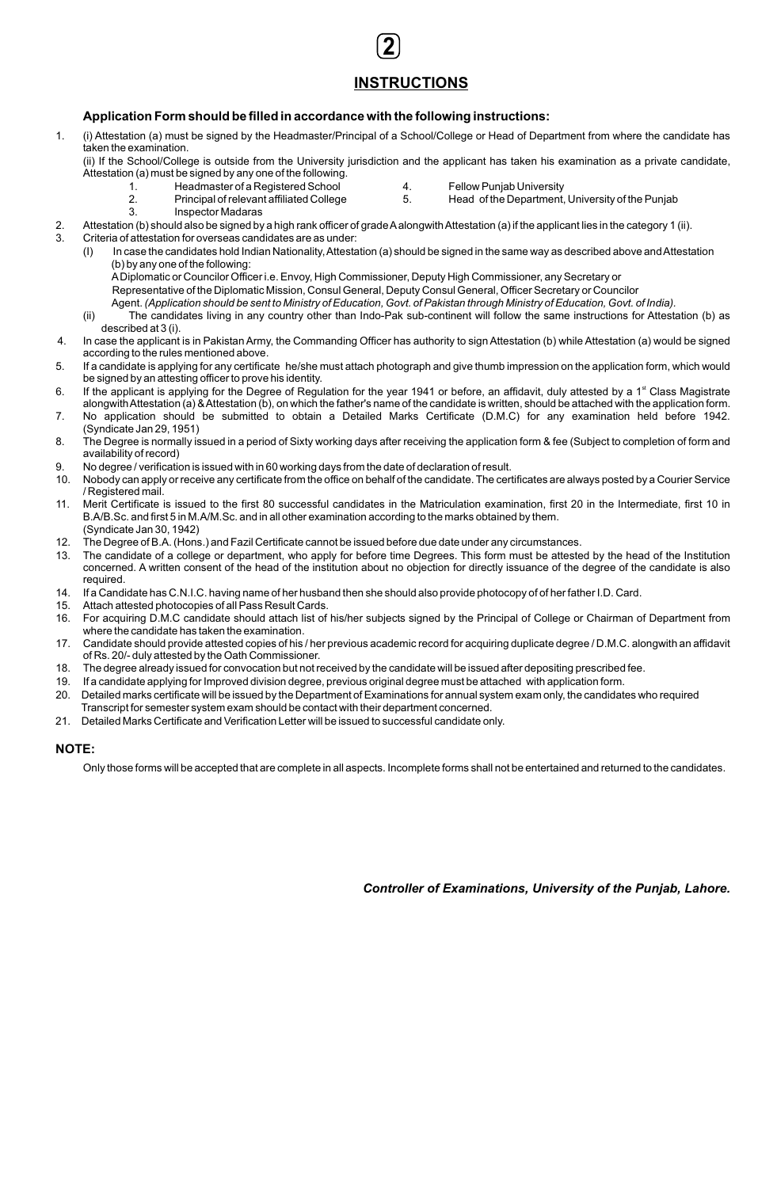## INSTRUCTIONS

### Application Form should be filled in accordance with the following instructions:

1. (i) Attestation (a) must be signed by the Headmaster/Principal of a School/College or Head of Department from where the candidate has taken the examination.

   (ii) If the School/College is outside from the University jurisdiction and the applicant has taken his examination as a private candidate, Attestation (a) must be signed by any one of the following.

   1. Headmaster of a Registered School
   2. Principal of relevant affiliated College
   3. Inspector Madaras
   4. Fellow Punjab University
   5. Head of the Department, University of the Punjab

2. Attestation (b) should also be signed by a high rank officer of grade A alongwith Attestation (a) if the applicant lies in the category 1 (ii).
3. Criteria of attestation for overseas candidates are as under:

   (I) In case the candidates hold Indian Nationality, Attestation (a) should be signed in the same way as described above and Attestation (b) by any one of the following:

   A Diplomatic or Councilor Officer i.e. Envoy, High Commissioner, Deputy High Commissioner, any Secretary or Representative of the Diplomatic Mission, Consul General, Deputy Consul General, Officer Secretary or Councilor Agent. *(Application should be sent to Ministry of Education, Govt. of Pakistan through Ministry of Education, Govt. of India).*

   (ii) The candidates living in any country other than Indo-Pak sub-continent will follow the same instructions for Attestation (b) as described at 3 (i).

4. In case the applicant is in Pakistan Army, the Commanding Officer has authority to sign Attestation (b) while Attestation (a) would be signed according to the rules mentioned above.
5. If a candidate is applying for any certificate he/she must attach photograph and give thumb impression on the application form, which would be signed by an attesting officer to prove his identity.
6. If the applicant is applying for the Degree of Regulation for the year 1941 or before, an affidavit, duly attested by a 1st Class Magistrate alongwith Attestation (a) & Attestation (b), on which the father's name of the candidate is written, should be attached with the application form.
7. No application should be submitted to obtain a Detailed Marks Certificate (D.M.C) for any examination held before 1942. (Syndicate Jan 29, 1951)
8. The Degree is normally issued in a period of Sixty working days after receiving the application form & fee (Subject to completion of form and availability of record)
9. No degree / verification is issued with in 60 working days from the date of declaration of result.
10. Nobody can apply or receive any certificate from the office on behalf of the candidate. The certificates are always posted by a Courier Service / Registered mail.
11. Merit Certificate is issued to the first 80 successful candidates in the Matriculation examination, first 20 in the Intermediate, first 10 in B.A/B.Sc. and first 5 in M.A/M.Sc. and in all other examination according to the marks obtained by them. (Syndicate Jan 30, 1942)
12. The Degree of B.A. (Hons.) and Fazil Certificate cannot be issued before due date under any circumstances.
13. The candidate of a college or department, who apply for before time Degrees. This form must be attested by the head of the Institution concerned. A written consent of the head of the institution about no objection for directly issuance of the degree of the candidate is also required.
14. If a Candidate has C.N.I.C. having name of her husband then she should also provide photocopy of of her father I.D. Card.
15. Attach attested photocopies of all Pass Result Cards.
16. For acquiring D.M.C candidate should attach list of his/her subjects signed by the Principal of College or Chairman of Department from where the candidate has taken the examination.
17. Candidate should provide attested copies of his / her previous academic record for acquiring duplicate degree / D.M.C. alongwith an affidavit of Rs. 20/- duly attested by the Oath Commissioner.
18. The degree already issued for convocation but not received by the candidate will be issued after depositing prescribed fee.
19. If a candidate applying for Improved division degree, previous original degree must be attached with application form.
20. Detailed marks certificate will be issued by the Department of Examinations for annual system exam only, the candidates who required Transcript for semester system exam should be contact with their department concerned.
21. Detailed Marks Certificate and Verification Letter will be issued to successful candidate only.

**NOTE:**

Only those forms will be accepted that are complete in all aspects. Incomplete forms shall not be entertained and returned to the candidates.

***Controller of Examinations, University of the Punjab, Lahore.***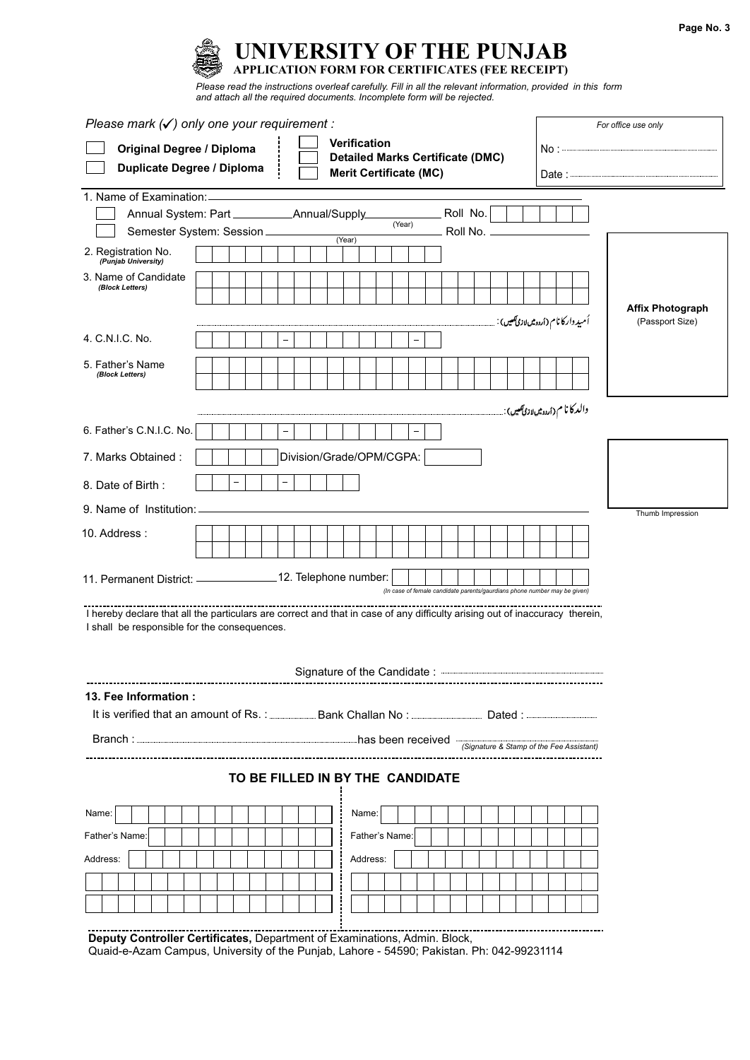# UNIVERSITY OF THE PUNJAB

**APPLICATION FORM FOR CERTIFICATES (FEE RECEIPT)**

*Please read the instructions overleaf carefully. Fill in all the relevant information, provided in this form and attach all the required documents. Incomplete form will be rejected.*

*Please mark (✓) only one your requirement :*

- ☐ **Original Degree / Diploma**
- ☐ **Duplicate Degree / Diploma**
- ☐ **Verification**
- ☐ **Detailed Marks Certificate (DMC)**
- ☐ **Merit Certificate (MC)**

*For office use only*

No : ..........

Date : ..........

1. Name of Examination: ____________
   - ☐ Annual System: Part ________ Annual/Supply ________ (Year) Roll No. ☐☐☐☐☐☐
   - ☐ Semester System: Session ________ (Year) Roll No. ________
2. Registration No. *(Punjab University)*
3. Name of Candidate *(Block Letters)*

   اُمیدوار کا نام (اُردو میں لازمی لکھیں): ..........

4. C.N.I.C. No. ☐☐☐☐☐ – ☐☐☐☐☐☐☐ – ☐
5. Father's Name *(Block Letters)*

   والد کا نام (اُردو میں لازمی لکھیں): ..........

6. Father's C.N.I.C. No. ☐☐☐☐☐ – ☐☐☐☐☐☐☐ – ☐
7. Marks Obtained : ☐☐☐☐ Division/Grade/OPM/CGPA: ☐
8. Date of Birth : ☐☐ – ☐☐ – ☐☐☐☐
9. Name of Institution: ____________
10. Address :
11. Permanent District: ________ 12. Telephone number:

*(In case of female candidate parents/gaurdians phone number may be given)*

**Affix Photograph** (Passport Size)

Thumb Impression

I hereby declare that all the particulars are correct and that in case of any difficulty arising out of inaccuracy therein, I shall be responsible for the consequences.

Signature of the Candidate : ..........

**13. Fee Information :**

It is verified that an amount of Rs. : .......... Bank Challan No : .......... Dated : ..........

Branch : .......... has been received .......... *(Signature & Stamp of the Fee Assistant)*

## TO BE FILLED IN BY THE CANDIDATE

| | |
|---|---|
| Name: | Name: |
| Father's Name: | Father's Name: |
| Address: | Address: |

**Deputy Controller Certificates,** Department of Examinations, Admin. Block,
Quaid-e-Azam Campus, University of the Punjab, Lahore - 54590; Pakistan. Ph: 042-99231114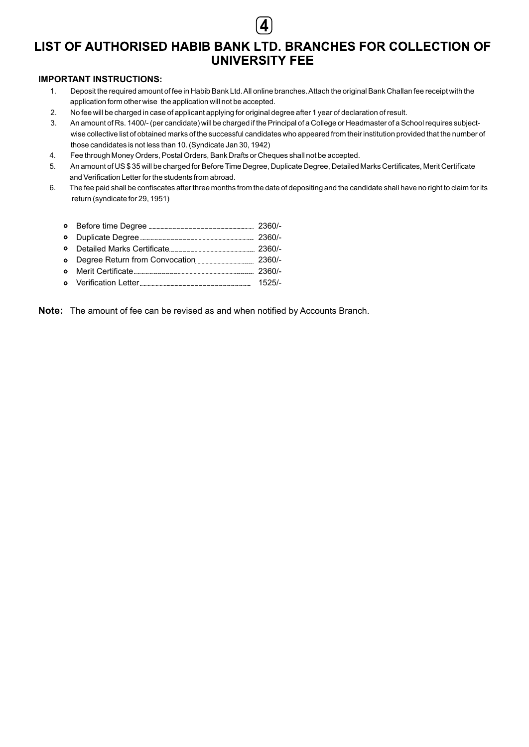# LIST OF AUTHORISED HABIB BANK LTD. BRANCHES FOR COLLECTION OF UNIVERSITY FEE

**IMPORTANT INSTRUCTIONS:**

1. Deposit the required amount of fee in Habib Bank Ltd. All online branches. Attach the original Bank Challan fee receipt with the application form other wise the application will not be accepted.
2. No fee will be charged in case of applicant applying for original degree after 1 year of declaration of result.
3. An amount of Rs. 1400/- (per candidate) will be charged if the Principal of a College or Headmaster of a School requires subject-wise collective list of obtained marks of the successful candidates who appeared from their institution provided that the number of those candidates is not less than 10. (Syndicate Jan 30, 1942)
4. Fee through Money Orders, Postal Orders, Bank Drafts or Cheques shall not be accepted.
5. An amount of US $ 35 will be charged for Before Time Degree, Duplicate Degree, Detailed Marks Certificates, Merit Certificate and Verification Letter for the students from abroad.
6. The fee paid shall be confiscates after three months from the date of depositing and the candidate shall have no right to claim for its return (syndicate for 29, 1951)

- Before time Degree ........ 2360/-
- Duplicate Degree ........ 2360/-
- Detailed Marks Certificate ........ 2360/-
- Degree Return from Convocation ........ 2360/-
- Merit Certificate ........ 2360/-
- Verification Letter ........ 1525/-

**Note:** The amount of fee can be revised as and when notified by Accounts Branch.